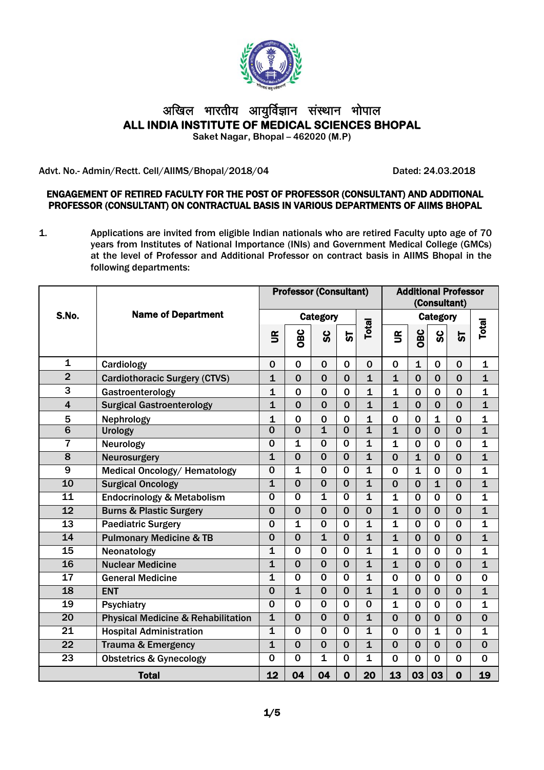# अखिल भारतीय आयुर्विज्ञान संस्थान भोपाल

# ALL INDIA INSTITUTE OF MEDICAL SCIENCES BHOPAL

**Saket Nagar, Bhopal – 462020 (M.P)**

Advt. No.- Admin/Rectt. Cell/AIIMS/Bhopal/2018/04 Dated: 24.03.2018

**ENGAGEMENT OF RETIRED FACULTY FOR THE POST OF PROFESSOR (CONSULTANT) AND ADDITIONAL PROFESSOR (CONSULTANT) ON CONTRACTUAL BASIS IN VARIOUS DEPARTMENTS OF AIIMS BHOPAL**

1. Applications are invited from eligible Indian nationals who are retired Faculty upto age of 70 years from Institutes of National Importance (INIs) and Government Medical College (GMCs) at the level of Professor and Additional Professor on contract basis in AIIMS Bhopal in the following departments:

| S.No. | Name of Department | Professor (Consultant) | | | | | Additional Professor (Consultant) | | | | |
|---|---|---|---|---|---|---|---|---|---|---|---|
| | | Category | | | | Total | Category | | | | Total |
| | | UR | OBC | SC | ST | | UR | OBC | SC | ST | |
| 1 | Cardiology | 0 | 0 | 0 | 0 | 0 | 0 | 1 | 0 | 0 | 1 |
| 2 | Cardiothoracic Surgery (CTVS) | 1 | 0 | 0 | 0 | 1 | 1 | 0 | 0 | 0 | 1 |
| 3 | Gastroenterology | 1 | 0 | 0 | 0 | 1 | 1 | 0 | 0 | 0 | 1 |
| 4 | Surgical Gastroenterology | 1 | 0 | 0 | 0 | 1 | 1 | 0 | 0 | 0 | 1 |
| 5 | Nephrology | 1 | 0 | 0 | 0 | 1 | 0 | 0 | 1 | 0 | 1 |
| 6 | Urology | 0 | 0 | 1 | 0 | 1 | 1 | 0 | 0 | 0 | 1 |
| 7 | Neurology | 0 | 1 | 0 | 0 | 1 | 1 | 0 | 0 | 0 | 1 |
| 8 | Neurosurgery | 1 | 0 | 0 | 0 | 1 | 0 | 1 | 0 | 0 | 1 |
| 9 | Medical Oncology/ Hematology | 0 | 1 | 0 | 0 | 1 | 0 | 1 | 0 | 0 | 1 |
| 10 | Surgical Oncology | 1 | 0 | 0 | 0 | 1 | 0 | 0 | 1 | 0 | 1 |
| 11 | Endocrinology & Metabolism | 0 | 0 | 1 | 0 | 1 | 1 | 0 | 0 | 0 | 1 |
| 12 | Burns & Plastic Surgery | 0 | 0 | 0 | 0 | 0 | 1 | 0 | 0 | 0 | 1 |
| 13 | Paediatric Surgery | 0 | 1 | 0 | 0 | 1 | 1 | 0 | 0 | 0 | 1 |
| 14 | Pulmonary Medicine & TB | 0 | 0 | 1 | 0 | 1 | 1 | 0 | 0 | 0 | 1 |
| 15 | Neonatology | 1 | 0 | 0 | 0 | 1 | 1 | 0 | 0 | 0 | 1 |
| 16 | Nuclear Medicine | 1 | 0 | 0 | 0 | 1 | 1 | 0 | 0 | 0 | 1 |
| 17 | General Medicine | 1 | 0 | 0 | 0 | 1 | 0 | 0 | 0 | 0 | 0 |
| 18 | ENT | 0 | 1 | 0 | 0 | 1 | 1 | 0 | 0 | 0 | 1 |
| 19 | Psychiatry | 0 | 0 | 0 | 0 | 0 | 1 | 0 | 0 | 0 | 1 |
| 20 | Physical Medicine & Rehabilitation | 1 | 0 | 0 | 0 | 1 | 0 | 0 | 0 | 0 | 0 |
| 21 | Hospital Administration | 1 | 0 | 0 | 0 | 1 | 0 | 0 | 1 | 0 | 1 |
| 22 | Trauma & Emergency | 1 | 0 | 0 | 0 | 1 | 0 | 0 | 0 | 0 | 0 |
| 23 | Obstetrics & Gynecology | 0 | 0 | 1 | 0 | 1 | 0 | 0 | 0 | 0 | 0 |
| **Total** | | **12** | **04** | **04** | **0** | **20** | **13** | **03** | **03** | **0** | **19** |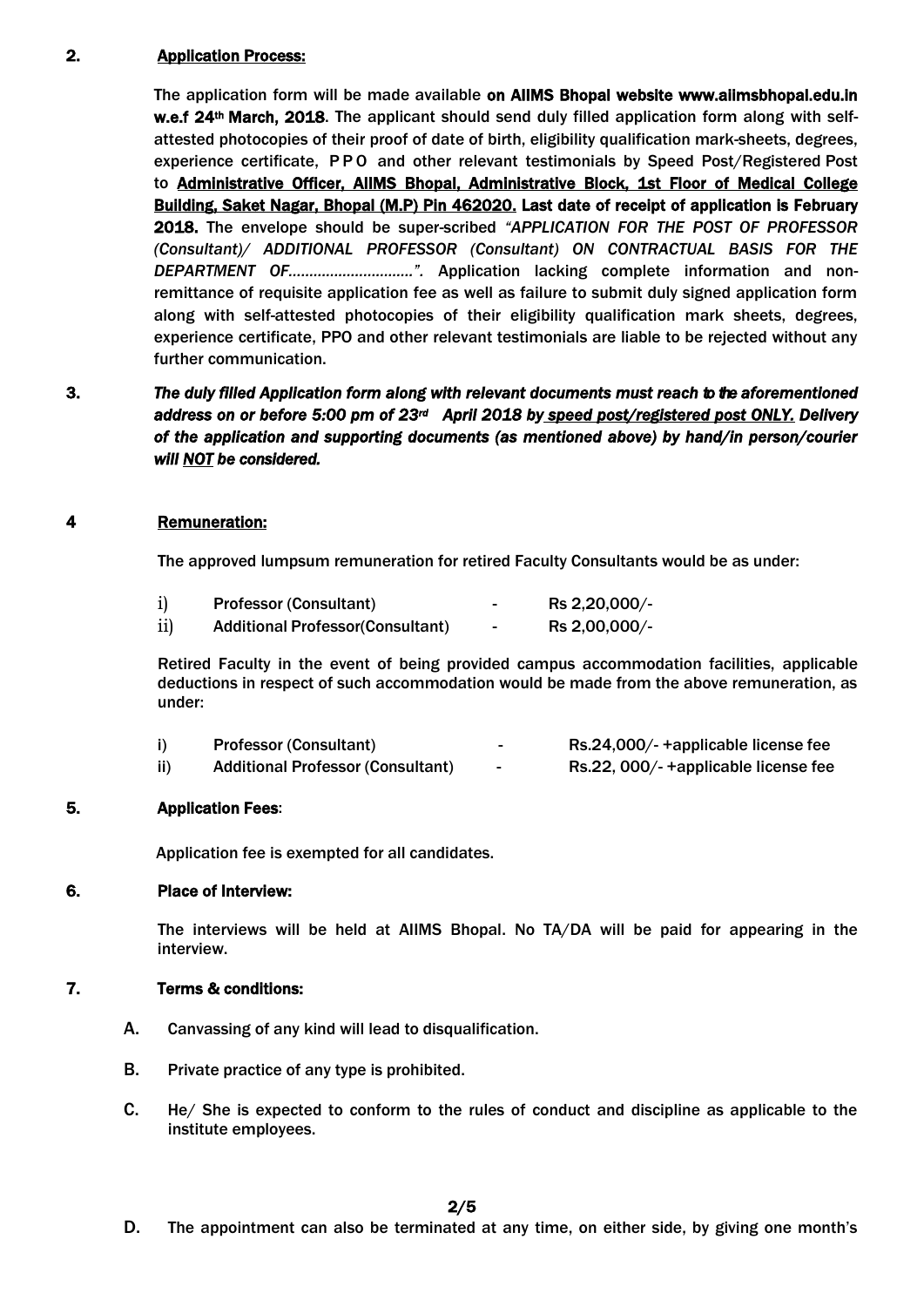**2. Application Process:**

The application form will be made available **on AIIMS Bhopal website www.aiimsbhopal.edu.in w.e.f 24th March, 2018**. The applicant should send duly filled application form along with self-attested photocopies of their proof of date of birth, eligibility qualification mark-sheets, degrees, experience certificate, P P O and other relevant testimonials by Speed Post/Registered Post to **Administrative Officer, AIIMS Bhopal, Administrative Block, 1st Floor of Medical College Building, Saket Nagar, Bhopal (M.P) Pin 462020. Last date of receipt of application is February 2018.** The envelope should be super-scribed *"APPLICATION FOR THE POST OF PROFESSOR (Consultant)/ ADDITIONAL PROFESSOR (Consultant) ON CONTRACTUAL BASIS FOR THE DEPARTMENT OF……………………….."*. Application lacking complete information and non-remittance of requisite application fee as well as failure to submit duly signed application form along with self-attested photocopies of their eligibility qualification mark sheets, degrees, experience certificate, PPO and other relevant testimonials are liable to be rejected without any further communication.

**3.** ***The duly filled Application form along with relevant documents must reach to the aforementioned address on or before 5:00 pm of 23rd April 2018 by speed post/registered post ONLY. Delivery of the application and supporting documents (as mentioned above) by hand/in person/courier will NOT be considered.***

**4 Remuneration:**

The approved lumpsum remuneration for retired Faculty Consultants would be as under:

i) Professor (Consultant) - Rs 2,20,000/-
ii) Additional Professor(Consultant) - Rs 2,00,000/-

Retired Faculty in the event of being provided campus accommodation facilities, applicable deductions in respect of such accommodation would be made from the above remuneration, as under:

i) Professor (Consultant) - Rs.24,000/- +applicable license fee
ii) Additional Professor (Consultant) - Rs.22, 000/- +applicable license fee

**5. Application Fees**:

Application fee is exempted for all candidates.

**6. Place of Interview:**

The interviews will be held at AIIMS Bhopal. No TA/DA will be paid for appearing in the interview.

**7. Terms & conditions:**

A. Canvassing of any kind will lead to disqualification.

B. Private practice of any type is prohibited.

C. He/ She is expected to conform to the rules of conduct and discipline as applicable to the institute employees.

D. The appointment can also be terminated at any time, on either side, by giving one month's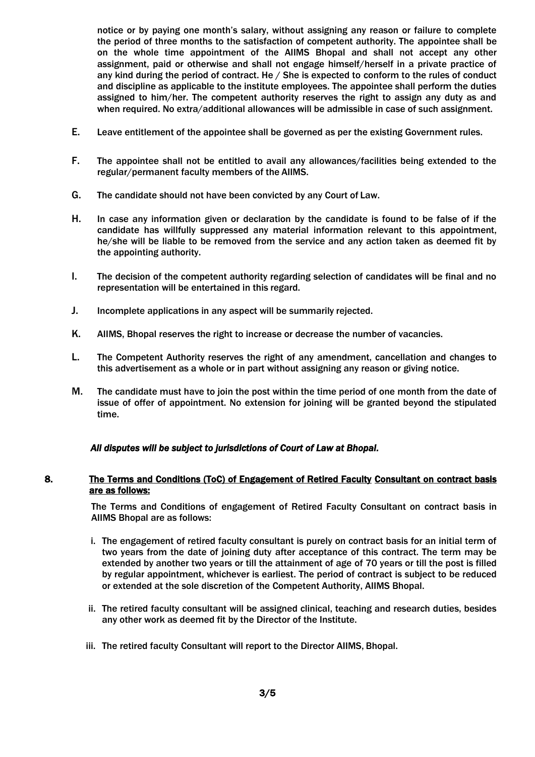notice or by paying one month's salary, without assigning any reason or failure to complete the period of three months to the satisfaction of competent authority. The appointee shall be on the whole time appointment of the AIIMS Bhopal and shall not accept any other assignment, paid or otherwise and shall not engage himself/herself in a private practice of any kind during the period of contract. He / She is expected to conform to the rules of conduct and discipline as applicable to the institute employees. The appointee shall perform the duties assigned to him/her. The competent authority reserves the right to assign any duty as and when required. No extra/additional allowances will be admissible in case of such assignment.

E. Leave entitlement of the appointee shall be governed as per the existing Government rules.

F. The appointee shall not be entitled to avail any allowances/facilities being extended to the regular/permanent faculty members of the AIIMS.

G. The candidate should not have been convicted by any Court of Law.

H. In case any information given or declaration by the candidate is found to be false of if the candidate has willfully suppressed any material information relevant to this appointment, he/she will be liable to be removed from the service and any action taken as deemed fit by the appointing authority.

I. The decision of the competent authority regarding selection of candidates will be final and no representation will be entertained in this regard.

J. Incomplete applications in any aspect will be summarily rejected.

K. AIIMS, Bhopal reserves the right to increase or decrease the number of vacancies.

L. The Competent Authority reserves the right of any amendment, cancellation and changes to this advertisement as a whole or in part without assigning any reason or giving notice.

M. The candidate must have to join the post within the time period of one month from the date of issue of offer of appointment. No extension for joining will be granted beyond the stipulated time.

***All disputes will be subject to jurisdictions of Court of Law at Bhopal.***

**8. The Terms and Conditions (ToC) of Engagement of Retired Faculty Consultant on contract basis are as follows:**

The Terms and Conditions of engagement of Retired Faculty Consultant on contract basis in AIIMS Bhopal are as follows:

i. The engagement of retired faculty consultant is purely on contract basis for an initial term of two years from the date of joining duty after acceptance of this contract. The term may be extended by another two years or till the attainment of age of 70 years or till the post is filled by regular appointment, whichever is earliest. The period of contract is subject to be reduced or extended at the sole discretion of the Competent Authority, AIIMS Bhopal.

ii. The retired faculty consultant will be assigned clinical, teaching and research duties, besides any other work as deemed fit by the Director of the Institute.

iii. The retired faculty Consultant will report to the Director AIIMS, Bhopal.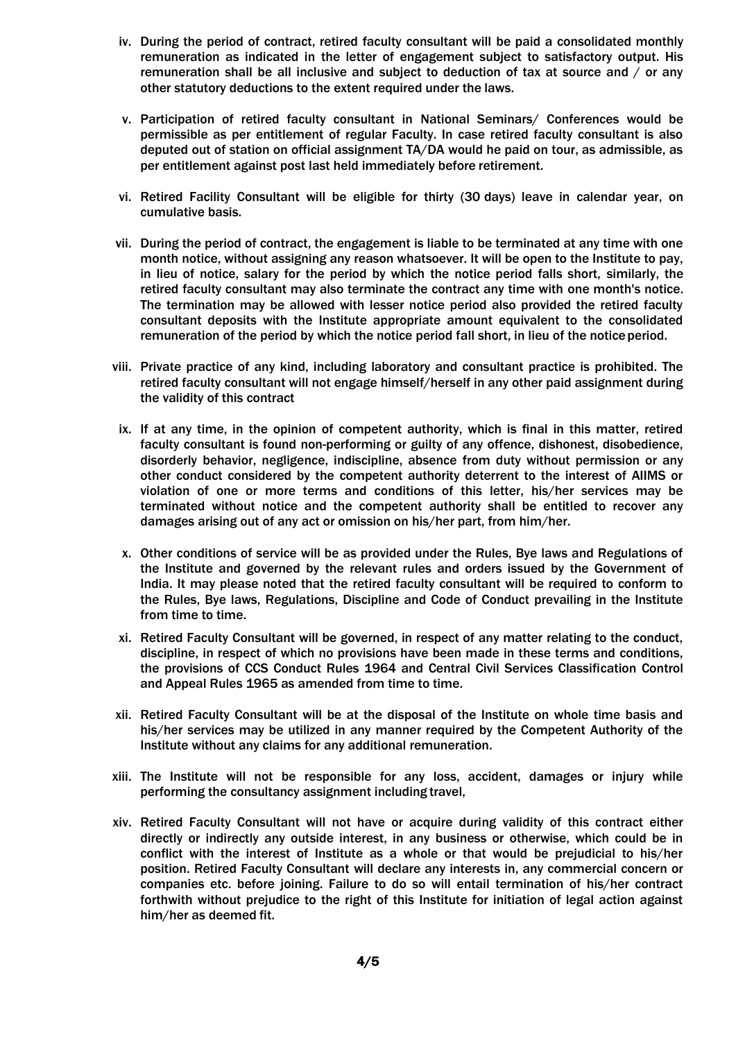iv. During the period of contract, retired faculty consultant will be paid a consolidated monthly remuneration as indicated in the letter of engagement subject to satisfactory output. His remuneration shall be all inclusive and subject to deduction of tax at source and / or any other statutory deductions to the extent required under the laws.

v. Participation of retired faculty consultant in National Seminars/ Conferences would be permissible as per entitlement of regular Faculty. In case retired faculty consultant is also deputed out of station on official assignment TA/DA would he paid on tour, as admissible, as per entitlement against post last held immediately before retirement.

vi. Retired Facility Consultant will be eligible for thirty (30 days) leave in calendar year, on cumulative basis.

vii. During the period of contract, the engagement is liable to be terminated at any time with one month notice, without assigning any reason whatsoever. It will be open to the Institute to pay, in lieu of notice, salary for the period by which the notice period falls short, similarly, the retired faculty consultant may also terminate the contract any time with one month's notice. The termination may be allowed with lesser notice period also provided the retired faculty consultant deposits with the Institute appropriate amount equivalent to the consolidated remuneration of the period by which the notice period fall short, in lieu of the notice period.

viii. Private practice of any kind, including laboratory and consultant practice is prohibited. The retired faculty consultant will not engage himself/herself in any other paid assignment during the validity of this contract

ix. If at any time, in the opinion of competent authority, which is final in this matter, retired faculty consultant is found non-performing or guilty of any offence, dishonest, disobedience, disorderly behavior, negligence, indiscipline, absence from duty without permission or any other conduct considered by the competent authority deterrent to the interest of AIIMS or violation of one or more terms and conditions of this letter, his/her services may be terminated without notice and the competent authority shall be entitled to recover any damages arising out of any act or omission on his/her part, from him/her.

x. Other conditions of service will be as provided under the Rules, Bye laws and Regulations of the Institute and governed by the relevant rules and orders issued by the Government of India. It may please noted that the retired faculty consultant will be required to conform to the Rules, Bye laws, Regulations, Discipline and Code of Conduct prevailing in the Institute from time to time.

xi. Retired Faculty Consultant will be governed, in respect of any matter relating to the conduct, discipline, in respect of which no provisions have been made in these terms and conditions, the provisions of CCS Conduct Rules 1964 and Central Civil Services Classification Control and Appeal Rules 1965 as amended from time to time.

xii. Retired Faculty Consultant will be at the disposal of the Institute on whole time basis and his/her services may be utilized in any manner required by the Competent Authority of the Institute without any claims for any additional remuneration.

xiii. The Institute will not be responsible for any loss, accident, damages or injury while performing the consultancy assignment including travel,

xiv. Retired Faculty Consultant will not have or acquire during validity of this contract either directly or indirectly any outside interest, in any business or otherwise, which could be in conflict with the interest of Institute as a whole or that would be prejudicial to his/her position. Retired Faculty Consultant will declare any interests in, any commercial concern or companies etc. before joining. Failure to do so will entail termination of his/her contract forthwith without prejudice to the right of this Institute for initiation of legal action against him/her as deemed fit.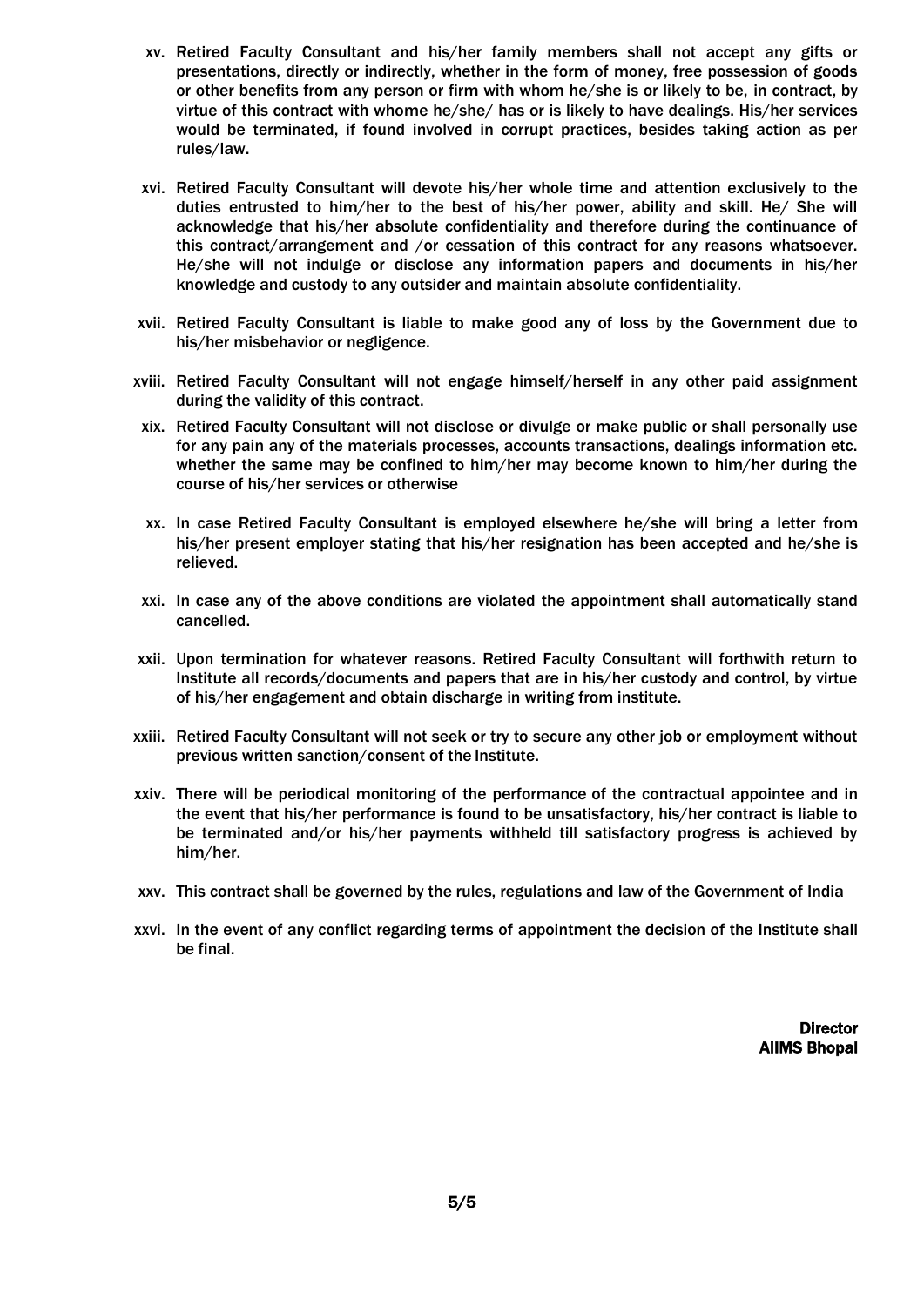xv. Retired Faculty Consultant and his/her family members shall not accept any gifts or presentations, directly or indirectly, whether in the form of money, free possession of goods or other benefits from any person or firm with whom he/she is or likely to be, in contract, by virtue of this contract with whome he/she/ has or is likely to have dealings. His/her services would be terminated, if found involved in corrupt practices, besides taking action as per rules/law.

xvi. Retired Faculty Consultant will devote his/her whole time and attention exclusively to the duties entrusted to him/her to the best of his/her power, ability and skill. He/ She will acknowledge that his/her absolute confidentiality and therefore during the continuance of this contract/arrangement and /or cessation of this contract for any reasons whatsoever. He/she will not indulge or disclose any information papers and documents in his/her knowledge and custody to any outsider and maintain absolute confidentiality.

xvii. Retired Faculty Consultant is liable to make good any of loss by the Government due to his/her misbehavior or negligence.

xviii. Retired Faculty Consultant will not engage himself/herself in any other paid assignment during the validity of this contract.

xix. Retired Faculty Consultant will not disclose or divulge or make public or shall personally use for any pain any of the materials processes, accounts transactions, dealings information etc. whether the same may be confined to him/her may become known to him/her during the course of his/her services or otherwise

xx. In case Retired Faculty Consultant is employed elsewhere he/she will bring a letter from his/her present employer stating that his/her resignation has been accepted and he/she is relieved.

xxi. In case any of the above conditions are violated the appointment shall automatically stand cancelled.

xxii. Upon termination for whatever reasons. Retired Faculty Consultant will forthwith return to Institute all records/documents and papers that are in his/her custody and control, by virtue of his/her engagement and obtain discharge in writing from institute.

xxiii. Retired Faculty Consultant will not seek or try to secure any other job or employment without previous written sanction/consent of the Institute.

xxiv. There will be periodical monitoring of the performance of the contractual appointee and in the event that his/her performance is found to be unsatisfactory, his/her contract is liable to be terminated and/or his/her payments withheld till satisfactory progress is achieved by him/her.

xxv. This contract shall be governed by the rules, regulations and law of the Government of India

xxvi. In the event of any conflict regarding terms of appointment the decision of the Institute shall be final.

**Director**
**AIIMS Bhopal**